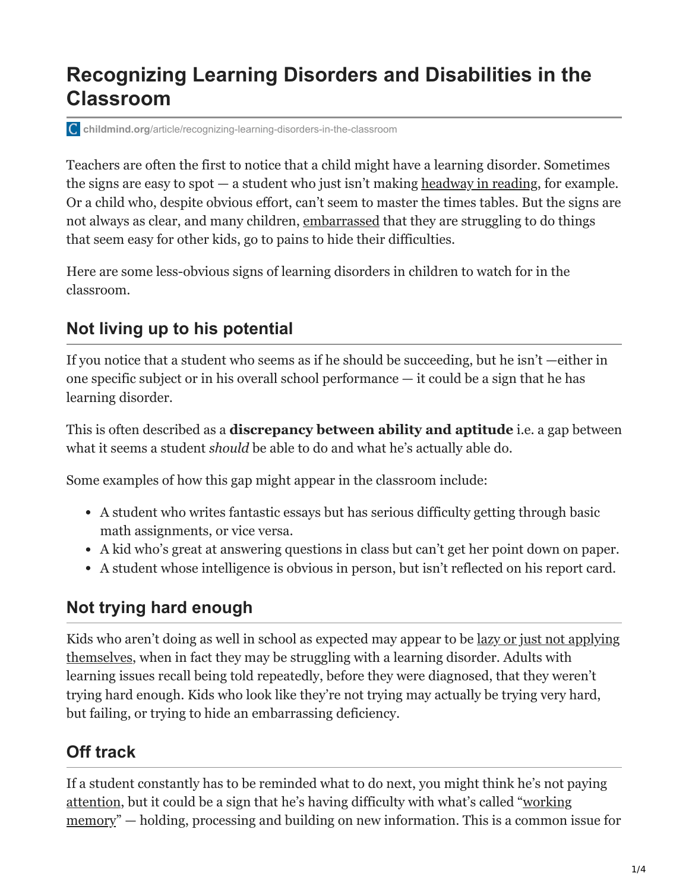# Recognizing Learning Disorders and Disabilities in the Classroom

childmind.org/article/recognizing-learning-disorders-in-the-classroom

Teachers are often the first to notice that a child might have a learning disorder. Sometimes the signs are easy to spot — a student who just isn't making headway in reading, for example. Or a child who, despite obvious effort, can't seem to master the times tables. But the signs are not always as clear, and many children, embarrassed that they are struggling to do things that seem easy for other kids, go to pains to hide their difficulties.

Here are some less-obvious signs of learning disorders in children to watch for in the classroom.

## Not living up to his potential

If you notice that a student who seems as if he should be succeeding, but he isn't —either in one specific subject or in his overall school performance — it could be a sign that he has learning disorder.

This is often described as a **discrepancy between ability and aptitude** i.e. a gap between what it seems a student *should* be able to do and what he's actually able do.

Some examples of how this gap might appear in the classroom include:

- A student who writes fantastic essays but has serious difficulty getting through basic math assignments, or vice versa.
- A kid who's great at answering questions in class but can't get her point down on paper.
- A student whose intelligence is obvious in person, but isn't reflected on his report card.

## Not trying hard enough

Kids who aren't doing as well in school as expected may appear to be lazy or just not applying themselves, when in fact they may be struggling with a learning disorder. Adults with learning issues recall being told repeatedly, before they were diagnosed, that they weren't trying hard enough. Kids who look like they're not trying may actually be trying very hard, but failing, or trying to hide an embarrassing deficiency.

## Off track

If a student constantly has to be reminded what to do next, you might think he's not paying attention, but it could be a sign that he's having difficulty with what's called "working memory" — holding, processing and building on new information. This is a common issue for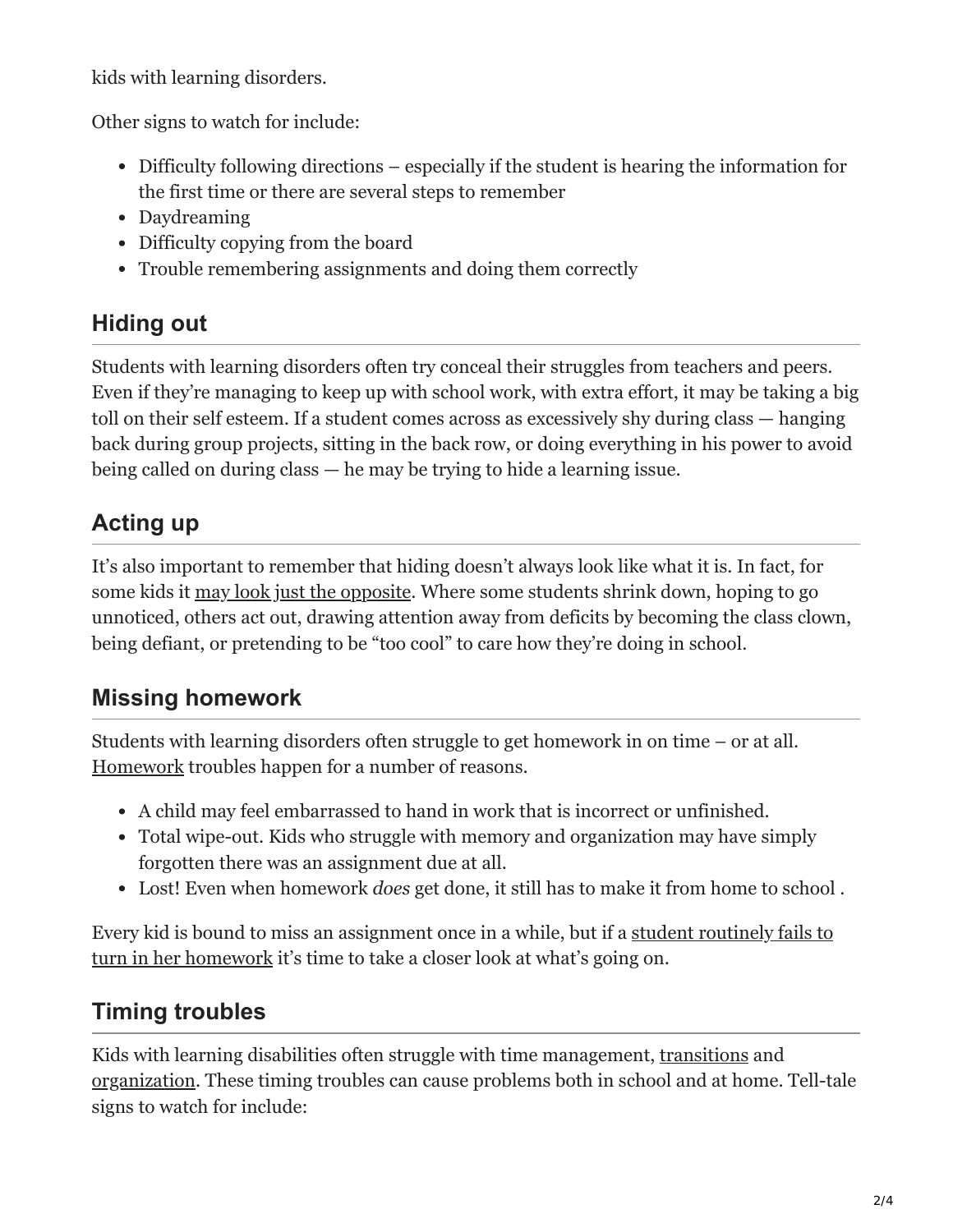kids with learning disorders.

Other signs to watch for include:

- Difficulty following directions – especially if the student is hearing the information for the first time or there are several steps to remember
- Daydreaming
- Difficulty copying from the board
- Trouble remembering assignments and doing them correctly

## Hiding out

Students with learning disorders often try conceal their struggles from teachers and peers. Even if they're managing to keep up with school work, with extra effort, it may be taking a big toll on their self esteem. If a student comes across as excessively shy during class — hanging back during group projects, sitting in the back row, or doing everything in his power to avoid being called on during class — he may be trying to hide a learning issue.

## Acting up

It's also important to remember that hiding doesn't always look like what it is. In fact, for some kids it may look just the opposite. Where some students shrink down, hoping to go unnoticed, others act out, drawing attention away from deficits by becoming the class clown, being defiant, or pretending to be "too cool" to care how they're doing in school.

## Missing homework

Students with learning disorders often struggle to get homework in on time – or at all. Homework troubles happen for a number of reasons.

- A child may feel embarrassed to hand in work that is incorrect or unfinished.
- Total wipe-out. Kids who struggle with memory and organization may have simply forgotten there was an assignment due at all.
- Lost! Even when homework *does* get done, it still has to make it from home to school .

Every kid is bound to miss an assignment once in a while, but if a student routinely fails to turn in her homework it's time to take a closer look at what's going on.

## Timing troubles

Kids with learning disabilities often struggle with time management, transitions and organization. These timing troubles can cause problems both in school and at home. Tell-tale signs to watch for include: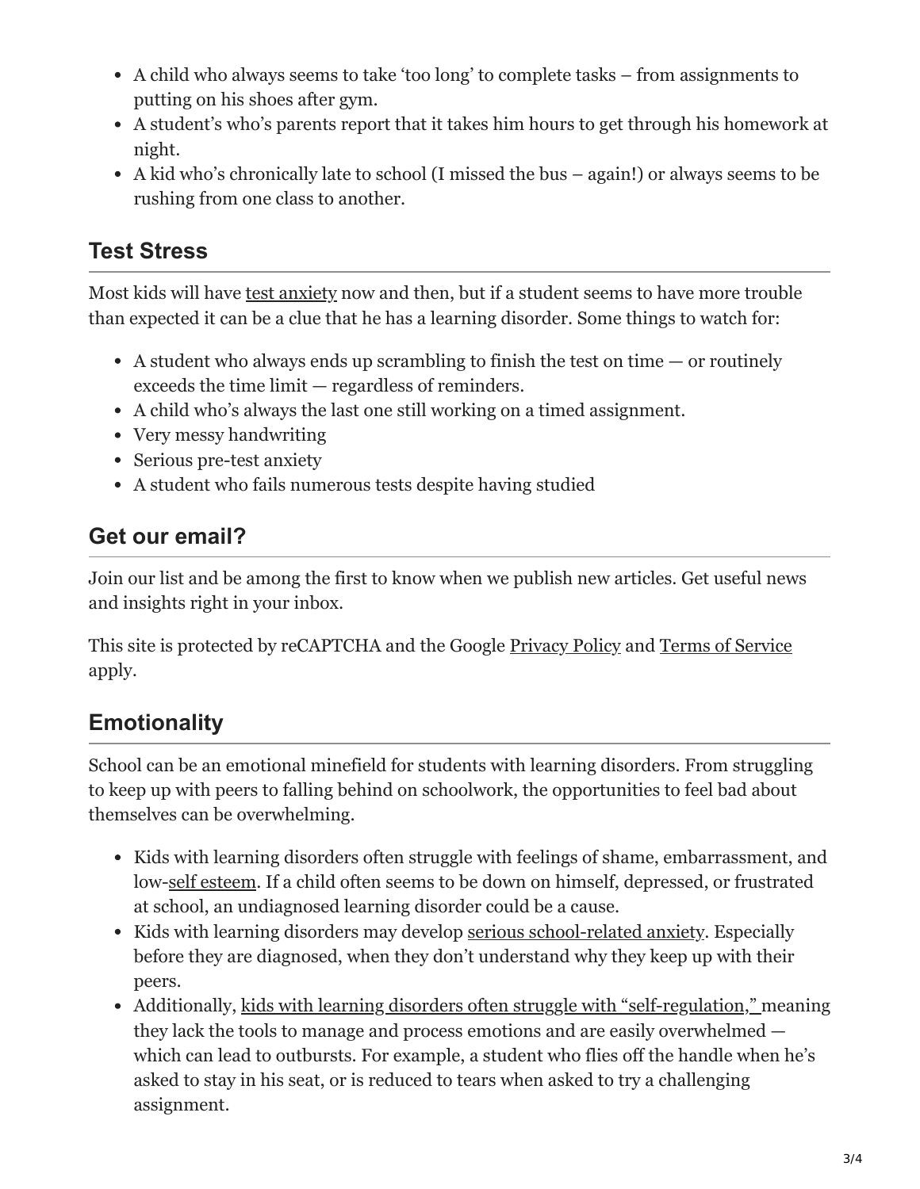- A child who always seems to take 'too long' to complete tasks – from assignments to putting on his shoes after gym.
- A student's who's parents report that it takes him hours to get through his homework at night.
- A kid who's chronically late to school (I missed the bus – again!) or always seems to be rushing from one class to another.

## Test Stress

Most kids will have test anxiety now and then, but if a student seems to have more trouble than expected it can be a clue that he has a learning disorder. Some things to watch for:

- A student who always ends up scrambling to finish the test on time — or routinely exceeds the time limit — regardless of reminders.
- A child who's always the last one still working on a timed assignment.
- Very messy handwriting
- Serious pre-test anxiety
- A student who fails numerous tests despite having studied

## Get our email?

Join our list and be among the first to know when we publish new articles. Get useful news and insights right in your inbox.

This site is protected by reCAPTCHA and the Google Privacy Policy and Terms of Service apply.

## Emotionality

School can be an emotional minefield for students with learning disorders. From struggling to keep up with peers to falling behind on schoolwork, the opportunities to feel bad about themselves can be overwhelming.

- Kids with learning disorders often struggle with feelings of shame, embarrassment, and low-self esteem. If a child often seems to be down on himself, depressed, or frustrated at school, an undiagnosed learning disorder could be a cause.
- Kids with learning disorders may develop serious school-related anxiety. Especially before they are diagnosed, when they don't understand why they keep up with their peers.
- Additionally, kids with learning disorders often struggle with "self-regulation," meaning they lack the tools to manage and process emotions and are easily overwhelmed — which can lead to outbursts. For example, a student who flies off the handle when he's asked to stay in his seat, or is reduced to tears when asked to try a challenging assignment.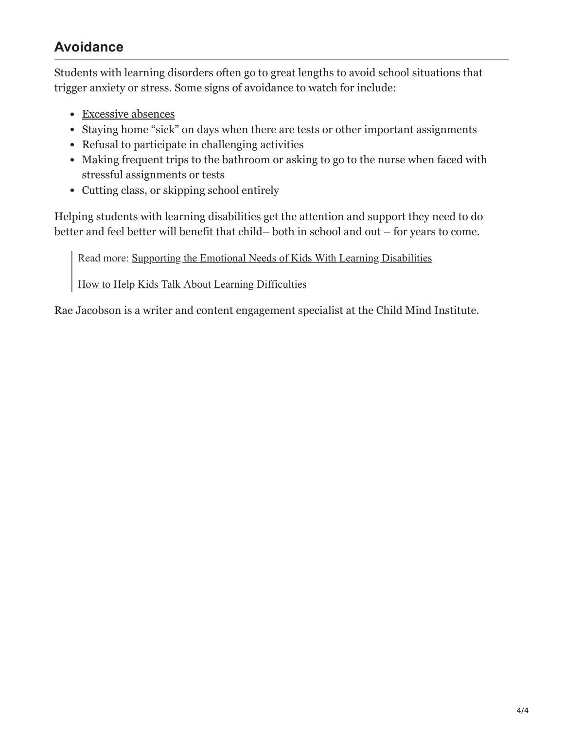## Avoidance

Students with learning disorders often go to great lengths to avoid school situations that trigger anxiety or stress. Some signs of avoidance to watch for include:

- Excessive absences
- Staying home "sick" on days when there are tests or other important assignments
- Refusal to participate in challenging activities
- Making frequent trips to the bathroom or asking to go to the nurse when faced with stressful assignments or tests
- Cutting class, or skipping school entirely

Helping students with learning disabilities get the attention and support they need to do better and feel better will benefit that child– both in school and out – for years to come.

> Read more: Supporting the Emotional Needs of Kids With Learning Disabilities
>
> How to Help Kids Talk About Learning Difficulties

Rae Jacobson is a writer and content engagement specialist at the Child Mind Institute.